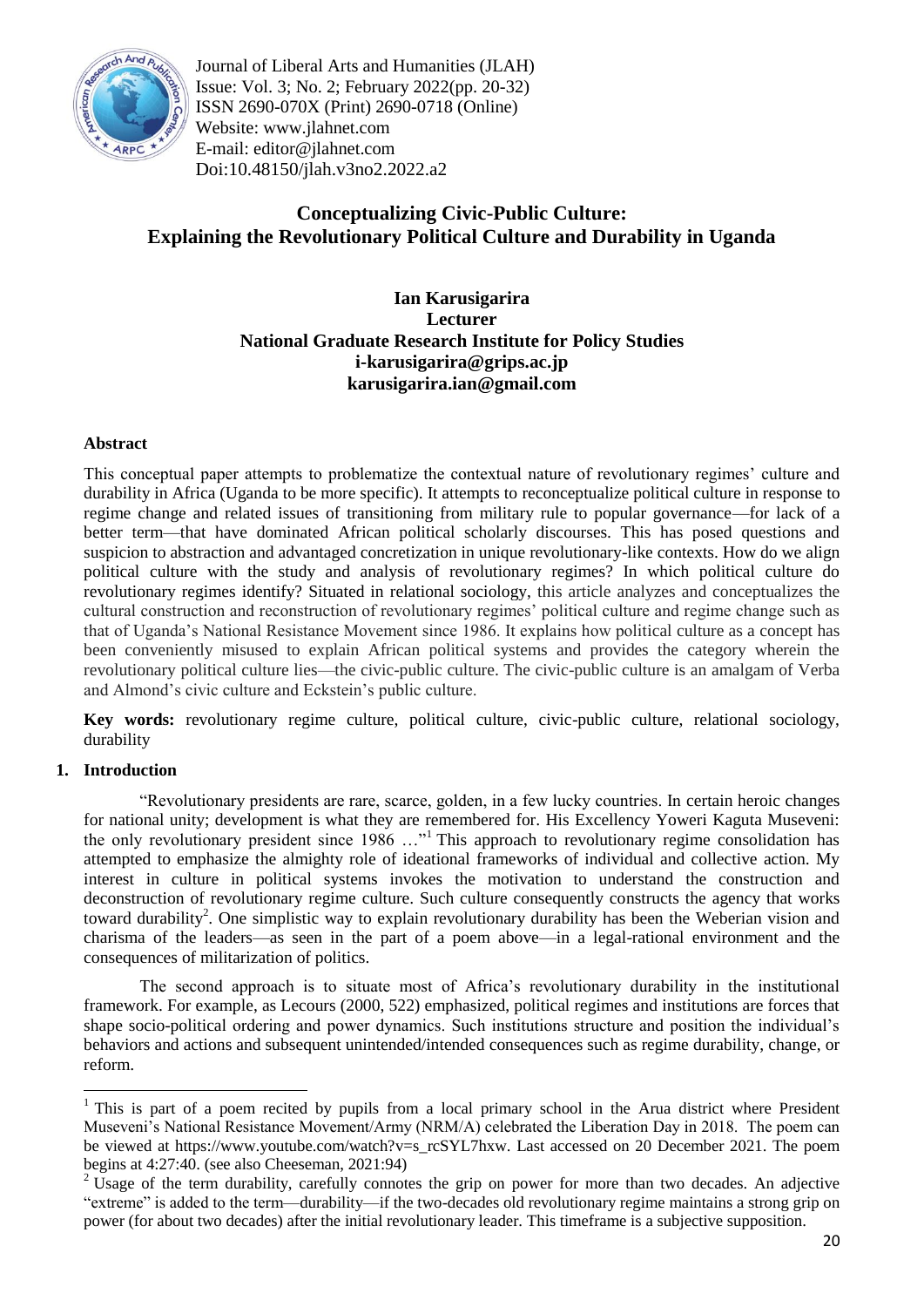Journal of Liberal Arts and Humanities (JLAH)
Issue: Vol. 3; No. 2; February 2022(pp. 20-32)
ISSN 2690-070X (Print) 2690-0718 (Online)
Website: www.jlahnet.com
E-mail: editor@jlahnet.com
Doi:10.48150/jlah.v3no2.2022.a2

# Conceptualizing Civic-Public Culture: Explaining the Revolutionary Political Culture and Durability in Uganda

**Ian Karusigarira**
**Lecturer**
**National Graduate Research Institute for Policy Studies**
**i-karusigarira@grips.ac.jp**
**karusigarira.ian@gmail.com**

## Abstract

This conceptual paper attempts to problematize the contextual nature of revolutionary regimes' culture and durability in Africa (Uganda to be more specific). It attempts to reconceptualize political culture in response to regime change and related issues of transitioning from military rule to popular governance—for lack of a better term—that have dominated African political scholarly discourses. This has posed questions and suspicion to abstraction and advantaged concretization in unique revolutionary-like contexts. How do we align political culture with the study and analysis of revolutionary regimes? In which political culture do revolutionary regimes identify? Situated in relational sociology, this article analyzes and conceptualizes the cultural construction and reconstruction of revolutionary regimes' political culture and regime change such as that of Uganda's National Resistance Movement since 1986. It explains how political culture as a concept has been conveniently misused to explain African political systems and provides the category wherein the revolutionary political culture lies—the civic-public culture. The civic-public culture is an amalgam of Verba and Almond's civic culture and Eckstein's public culture.

**Key words:** revolutionary regime culture, political culture, civic-public culture, relational sociology, durability

## 1. Introduction

"Revolutionary presidents are rare, scarce, golden, in a few lucky countries. In certain heroic changes for national unity; development is what they are remembered for. His Excellency Yoweri Kaguta Museveni: the only revolutionary president since 1986 …"[1] This approach to revolutionary regime consolidation has attempted to emphasize the almighty role of ideational frameworks of individual and collective action. My interest in culture in political systems invokes the motivation to understand the construction and deconstruction of revolutionary regime culture. Such culture consequently constructs the agency that works toward durability[2]. One simplistic way to explain revolutionary durability has been the Weberian vision and charisma of the leaders—as seen in the part of a poem above—in a legal-rational environment and the consequences of militarization of politics.

The second approach is to situate most of Africa's revolutionary durability in the institutional framework. For example, as Lecours (2000, 522) emphasized, political regimes and institutions are forces that shape socio-political ordering and power dynamics. Such institutions structure and position the individual's behaviors and actions and subsequent unintended/intended consequences such as regime durability, change, or reform.

---

[1] This is part of a poem recited by pupils from a local primary school in the Arua district where President Museveni's National Resistance Movement/Army (NRM/A) celebrated the Liberation Day in 2018. The poem can be viewed at https://www.youtube.com/watch?v=s_rcSYL7hxw. Last accessed on 20 December 2021. The poem begins at 4:27:40. (see also Cheeseman, 2021:94)

[2] Usage of the term durability, carefully connotes the grip on power for more than two decades. An adjective "extreme" is added to the term—durability—if the two-decades old revolutionary regime maintains a strong grip on power (for about two decades) after the initial revolutionary leader. This timeframe is a subjective supposition.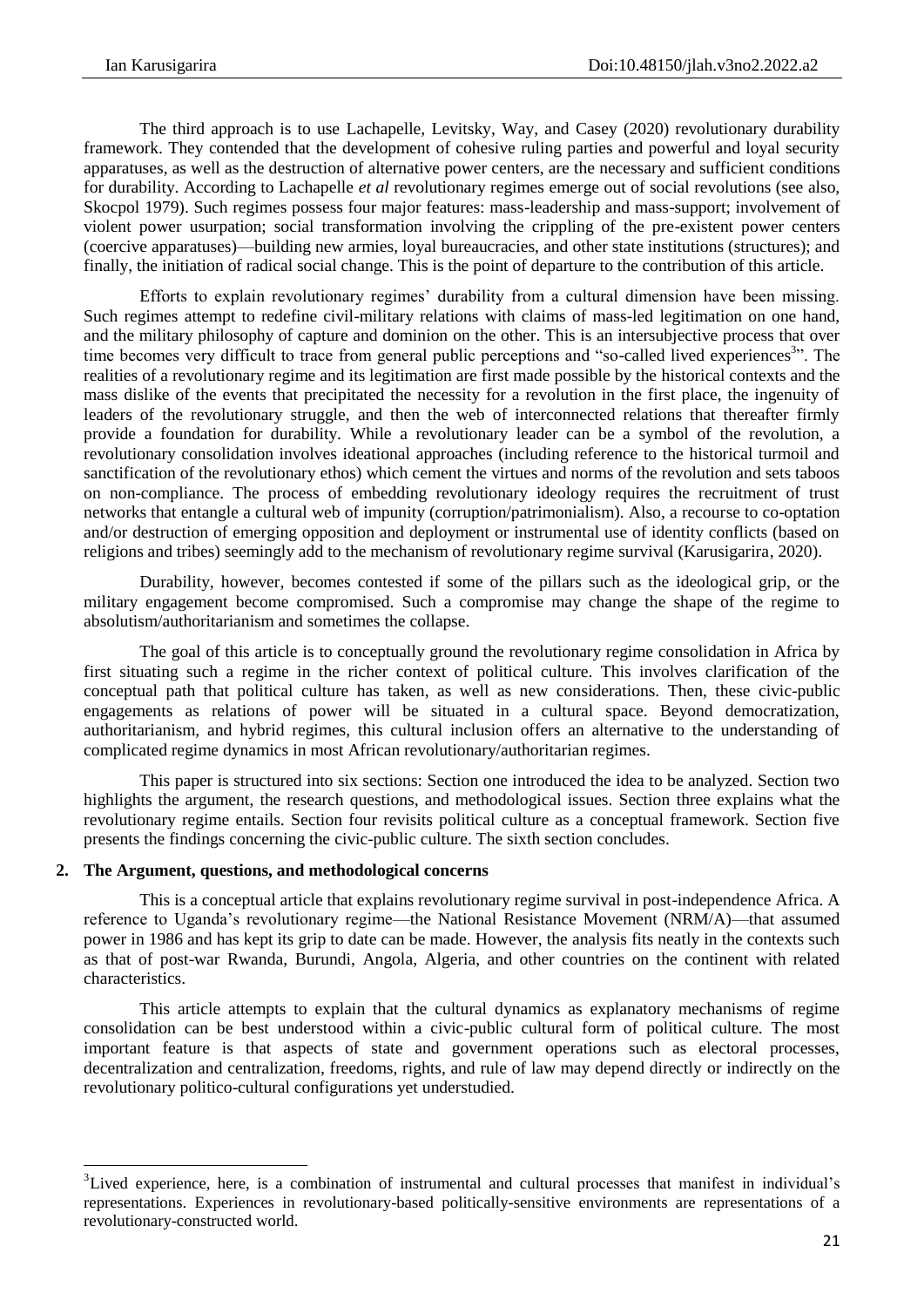The third approach is to use Lachapelle, Levitsky, Way, and Casey (2020) revolutionary durability framework. They contended that the development of cohesive ruling parties and powerful and loyal security apparatuses, as well as the destruction of alternative power centers, are the necessary and sufficient conditions for durability. According to Lachapelle *et al* revolutionary regimes emerge out of social revolutions (see also, Skocpol 1979). Such regimes possess four major features: mass-leadership and mass-support; involvement of violent power usurpation; social transformation involving the crippling of the pre-existent power centers (coercive apparatuses)—building new armies, loyal bureaucracies, and other state institutions (structures); and finally, the initiation of radical social change. This is the point of departure to the contribution of this article.

Efforts to explain revolutionary regimes' durability from a cultural dimension have been missing. Such regimes attempt to redefine civil-military relations with claims of mass-led legitimation on one hand, and the military philosophy of capture and dominion on the other. This is an intersubjective process that over time becomes very difficult to trace from general public perceptions and "so-called lived experiences[3]". The realities of a revolutionary regime and its legitimation are first made possible by the historical contexts and the mass dislike of the events that precipitated the necessity for a revolution in the first place, the ingenuity of leaders of the revolutionary struggle, and then the web of interconnected relations that thereafter firmly provide a foundation for durability. While a revolutionary leader can be a symbol of the revolution, a revolutionary consolidation involves ideational approaches (including reference to the historical turmoil and sanctification of the revolutionary ethos) which cement the virtues and norms of the revolution and sets taboos on non-compliance. The process of embedding revolutionary ideology requires the recruitment of trust networks that entangle a cultural web of impunity (corruption/patrimonialism). Also, a recourse to co-optation and/or destruction of emerging opposition and deployment or instrumental use of identity conflicts (based on religions and tribes) seemingly add to the mechanism of revolutionary regime survival (Karusigarira, 2020).

Durability, however, becomes contested if some of the pillars such as the ideological grip, or the military engagement become compromised. Such a compromise may change the shape of the regime to absolutism/authoritarianism and sometimes the collapse.

The goal of this article is to conceptually ground the revolutionary regime consolidation in Africa by first situating such a regime in the richer context of political culture. This involves clarification of the conceptual path that political culture has taken, as well as new considerations. Then, these civic-public engagements as relations of power will be situated in a cultural space. Beyond democratization, authoritarianism, and hybrid regimes, this cultural inclusion offers an alternative to the understanding of complicated regime dynamics in most African revolutionary/authoritarian regimes.

This paper is structured into six sections: Section one introduced the idea to be analyzed. Section two highlights the argument, the research questions, and methodological issues. Section three explains what the revolutionary regime entails. Section four revisits political culture as a conceptual framework. Section five presents the findings concerning the civic-public culture. The sixth section concludes.

## 2. The Argument, questions, and methodological concerns

This is a conceptual article that explains revolutionary regime survival in post-independence Africa. A reference to Uganda's revolutionary regime—the National Resistance Movement (NRM/A)—that assumed power in 1986 and has kept its grip to date can be made. However, the analysis fits neatly in the contexts such as that of post-war Rwanda, Burundi, Angola, Algeria, and other countries on the continent with related characteristics.

This article attempts to explain that the cultural dynamics as explanatory mechanisms of regime consolidation can be best understood within a civic-public cultural form of political culture. The most important feature is that aspects of state and government operations such as electoral processes, decentralization and centralization, freedoms, rights, and rule of law may depend directly or indirectly on the revolutionary politico-cultural configurations yet understudied.

---

[3] Lived experience, here, is a combination of instrumental and cultural processes that manifest in individual's representations. Experiences in revolutionary-based politically-sensitive environments are representations of a revolutionary-constructed world.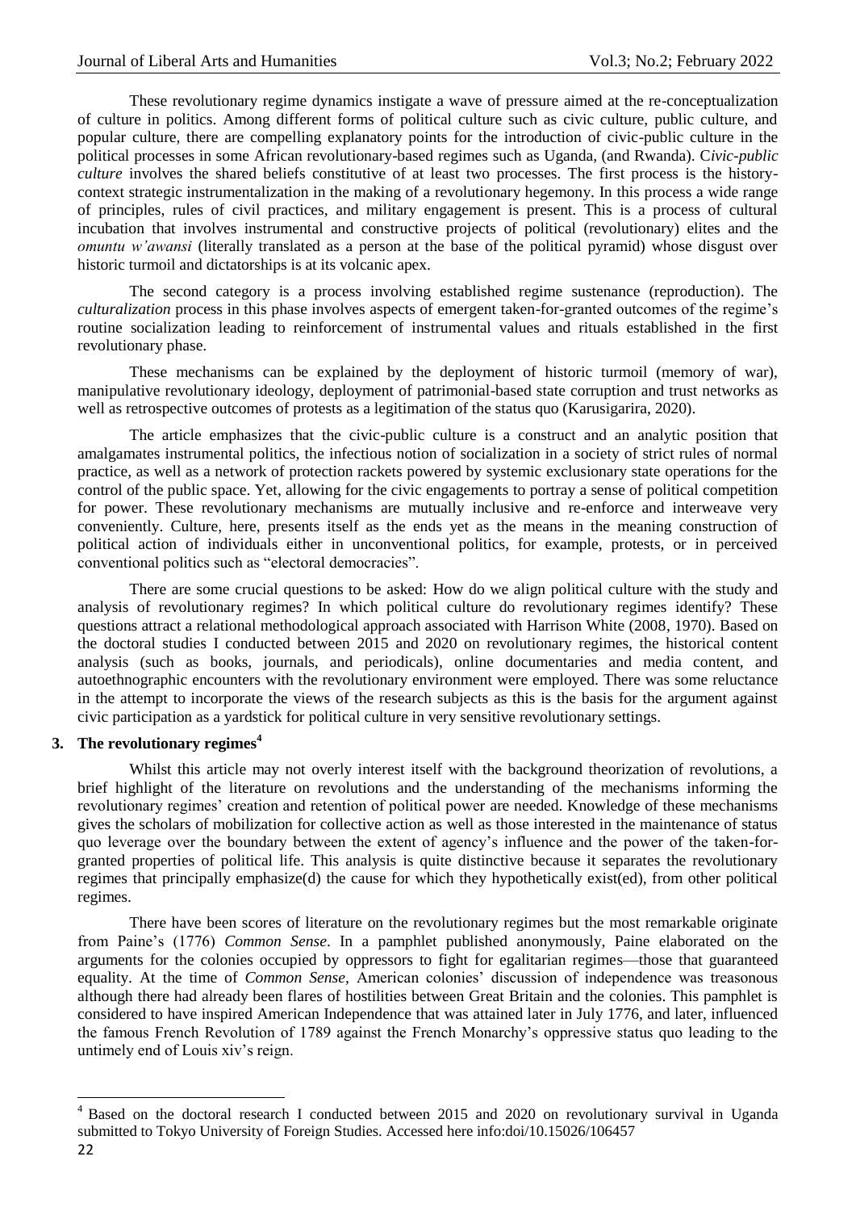These revolutionary regime dynamics instigate a wave of pressure aimed at the re-conceptualization of culture in politics. Among different forms of political culture such as civic culture, public culture, and popular culture, there are compelling explanatory points for the introduction of civic-public culture in the political processes in some African revolutionary-based regimes such as Uganda, (and Rwanda). C*ivic-public culture* involves the shared beliefs constitutive of at least two processes. The first process is the history-context strategic instrumentalization in the making of a revolutionary hegemony. In this process a wide range of principles, rules of civil practices, and military engagement is present. This is a process of cultural incubation that involves instrumental and constructive projects of political (revolutionary) elites and the *omuntu w'awansi* (literally translated as a person at the base of the political pyramid) whose disgust over historic turmoil and dictatorships is at its volcanic apex.

The second category is a process involving established regime sustenance (reproduction). The *culturalization* process in this phase involves aspects of emergent taken-for-granted outcomes of the regime's routine socialization leading to reinforcement of instrumental values and rituals established in the first revolutionary phase.

These mechanisms can be explained by the deployment of historic turmoil (memory of war), manipulative revolutionary ideology, deployment of patrimonial-based state corruption and trust networks as well as retrospective outcomes of protests as a legitimation of the status quo (Karusigarira, 2020).

The article emphasizes that the civic-public culture is a construct and an analytic position that amalgamates instrumental politics, the infectious notion of socialization in a society of strict rules of normal practice, as well as a network of protection rackets powered by systemic exclusionary state operations for the control of the public space. Yet, allowing for the civic engagements to portray a sense of political competition for power. These revolutionary mechanisms are mutually inclusive and re-enforce and interweave very conveniently. Culture, here, presents itself as the ends yet as the means in the meaning construction of political action of individuals either in unconventional politics, for example, protests, or in perceived conventional politics such as "electoral democracies".

There are some crucial questions to be asked: How do we align political culture with the study and analysis of revolutionary regimes? In which political culture do revolutionary regimes identify? These questions attract a relational methodological approach associated with Harrison White (2008, 1970). Based on the doctoral studies I conducted between 2015 and 2020 on revolutionary regimes, the historical content analysis (such as books, journals, and periodicals), online documentaries and media content, and autoethnographic encounters with the revolutionary environment were employed. There was some reluctance in the attempt to incorporate the views of the research subjects as this is the basis for the argument against civic participation as a yardstick for political culture in very sensitive revolutionary settings.

## 3. The revolutionary regimes[4]

Whilst this article may not overly interest itself with the background theorization of revolutions, a brief highlight of the literature on revolutions and the understanding of the mechanisms informing the revolutionary regimes' creation and retention of political power are needed. Knowledge of these mechanisms gives the scholars of mobilization for collective action as well as those interested in the maintenance of status quo leverage over the boundary between the extent of agency's influence and the power of the taken-for-granted properties of political life. This analysis is quite distinctive because it separates the revolutionary regimes that principally emphasize(d) the cause for which they hypothetically exist(ed), from other political regimes.

There have been scores of literature on the revolutionary regimes but the most remarkable originate from Paine's (1776) *Common Sense*. In a pamphlet published anonymously, Paine elaborated on the arguments for the colonies occupied by oppressors to fight for egalitarian regimes—those that guaranteed equality. At the time of *Common Sense*, American colonies' discussion of independence was treasonous although there had already been flares of hostilities between Great Britain and the colonies. This pamphlet is considered to have inspired American Independence that was attained later in July 1776, and later, influenced the famous French Revolution of 1789 against the French Monarchy's oppressive status quo leading to the untimely end of Louis xiv's reign.

---

[4] Based on the doctoral research I conducted between 2015 and 2020 on revolutionary survival in Uganda submitted to Tokyo University of Foreign Studies. Accessed here info:doi/10.15026/106457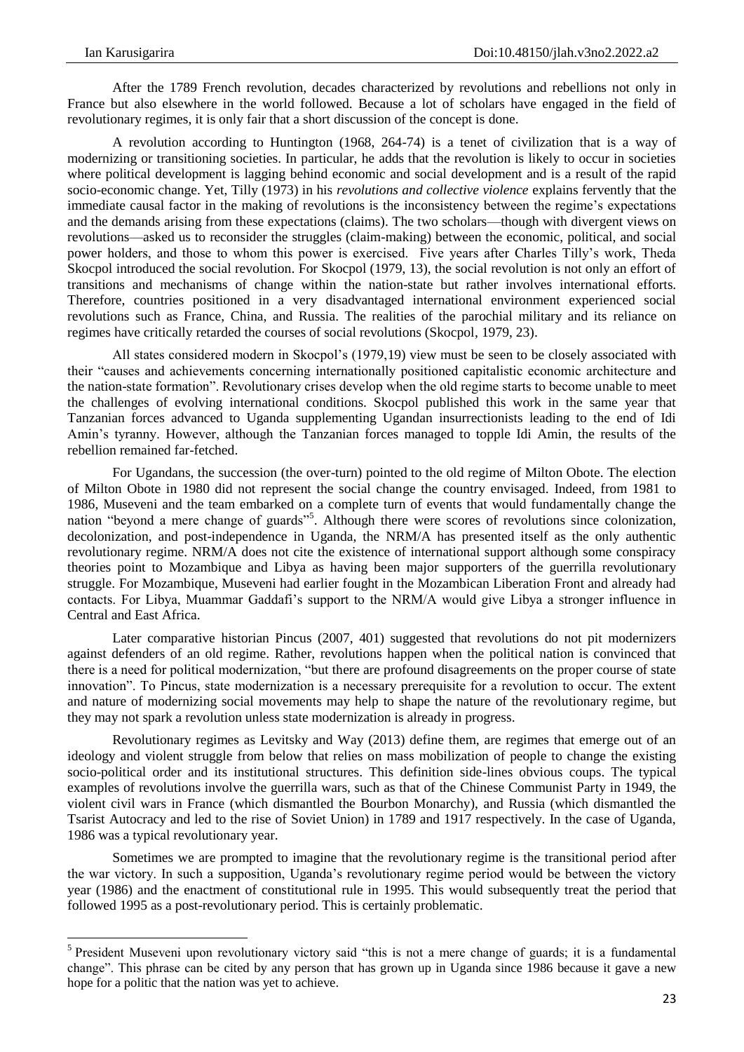After the 1789 French revolution, decades characterized by revolutions and rebellions not only in France but also elsewhere in the world followed. Because a lot of scholars have engaged in the field of revolutionary regimes, it is only fair that a short discussion of the concept is done.

A revolution according to Huntington (1968, 264-74) is a tenet of civilization that is a way of modernizing or transitioning societies. In particular, he adds that the revolution is likely to occur in societies where political development is lagging behind economic and social development and is a result of the rapid socio-economic change. Yet, Tilly (1973) in his *revolutions and collective violence* explains fervently that the immediate causal factor in the making of revolutions is the inconsistency between the regime's expectations and the demands arising from these expectations (claims). The two scholars—though with divergent views on revolutions—asked us to reconsider the struggles (claim-making) between the economic, political, and social power holders, and those to whom this power is exercised. Five years after Charles Tilly's work, Theda Skocpol introduced the social revolution. For Skocpol (1979, 13), the social revolution is not only an effort of transitions and mechanisms of change within the nation-state but rather involves international efforts. Therefore, countries positioned in a very disadvantaged international environment experienced social revolutions such as France, China, and Russia. The realities of the parochial military and its reliance on regimes have critically retarded the courses of social revolutions (Skocpol, 1979, 23).

All states considered modern in Skocpol's (1979,19) view must be seen to be closely associated with their "causes and achievements concerning internationally positioned capitalistic economic architecture and the nation-state formation". Revolutionary crises develop when the old regime starts to become unable to meet the challenges of evolving international conditions. Skocpol published this work in the same year that Tanzanian forces advanced to Uganda supplementing Ugandan insurrectionists leading to the end of Idi Amin's tyranny. However, although the Tanzanian forces managed to topple Idi Amin, the results of the rebellion remained far-fetched.

For Ugandans, the succession (the over-turn) pointed to the old regime of Milton Obote. The election of Milton Obote in 1980 did not represent the social change the country envisaged. Indeed, from 1981 to 1986, Museveni and the team embarked on a complete turn of events that would fundamentally change the nation "beyond a mere change of guards"[5]. Although there were scores of revolutions since colonization, decolonization, and post-independence in Uganda, the NRM/A has presented itself as the only authentic revolutionary regime. NRM/A does not cite the existence of international support although some conspiracy theories point to Mozambique and Libya as having been major supporters of the guerrilla revolutionary struggle. For Mozambique, Museveni had earlier fought in the Mozambican Liberation Front and already had contacts. For Libya, Muammar Gaddafi's support to the NRM/A would give Libya a stronger influence in Central and East Africa.

Later comparative historian Pincus (2007, 401) suggested that revolutions do not pit modernizers against defenders of an old regime. Rather, revolutions happen when the political nation is convinced that there is a need for political modernization, "but there are profound disagreements on the proper course of state innovation". To Pincus, state modernization is a necessary prerequisite for a revolution to occur. The extent and nature of modernizing social movements may help to shape the nature of the revolutionary regime, but they may not spark a revolution unless state modernization is already in progress.

Revolutionary regimes as Levitsky and Way (2013) define them, are regimes that emerge out of an ideology and violent struggle from below that relies on mass mobilization of people to change the existing socio-political order and its institutional structures. This definition side-lines obvious coups. The typical examples of revolutions involve the guerrilla wars, such as that of the Chinese Communist Party in 1949, the violent civil wars in France (which dismantled the Bourbon Monarchy), and Russia (which dismantled the Tsarist Autocracy and led to the rise of Soviet Union) in 1789 and 1917 respectively. In the case of Uganda, 1986 was a typical revolutionary year.

Sometimes we are prompted to imagine that the revolutionary regime is the transitional period after the war victory. In such a supposition, Uganda's revolutionary regime period would be between the victory year (1986) and the enactment of constitutional rule in 1995. This would subsequently treat the period that followed 1995 as a post-revolutionary period. This is certainly problematic.

---

[5] President Museveni upon revolutionary victory said "this is not a mere change of guards; it is a fundamental change". This phrase can be cited by any person that has grown up in Uganda since 1986 because it gave a new hope for a politic that the nation was yet to achieve.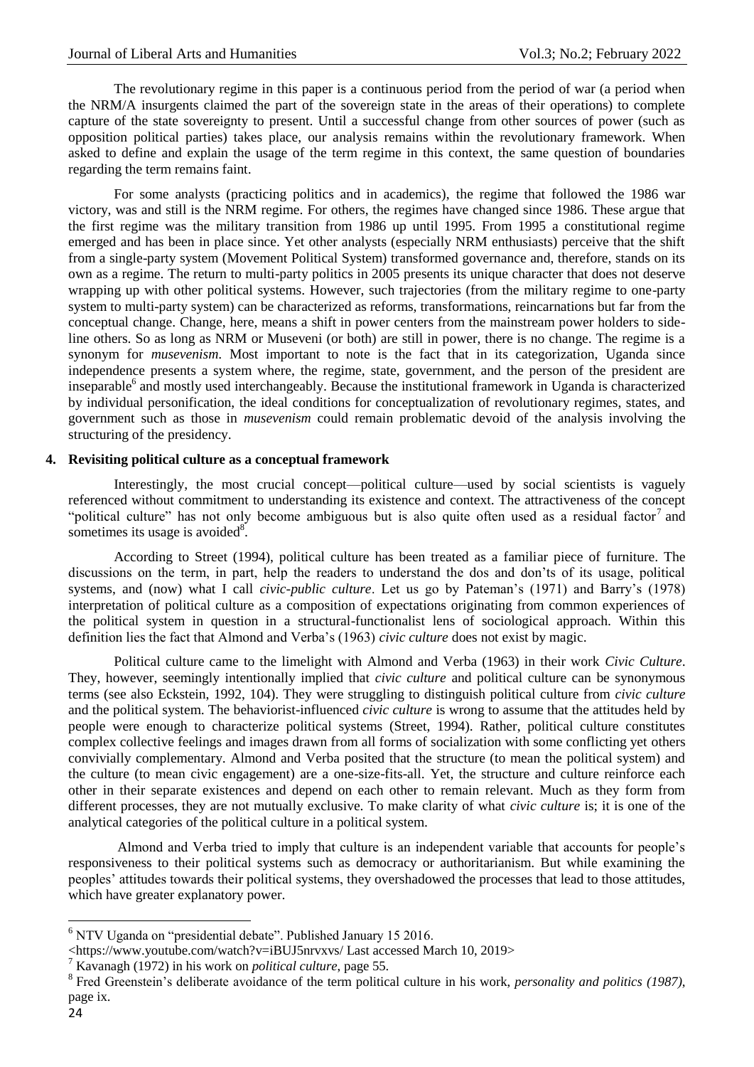The revolutionary regime in this paper is a continuous period from the period of war (a period when the NRM/A insurgents claimed the part of the sovereign state in the areas of their operations) to complete capture of the state sovereignty to present. Until a successful change from other sources of power (such as opposition political parties) takes place, our analysis remains within the revolutionary framework. When asked to define and explain the usage of the term regime in this context, the same question of boundaries regarding the term remains faint.

For some analysts (practicing politics and in academics), the regime that followed the 1986 war victory, was and still is the NRM regime. For others, the regimes have changed since 1986. These argue that the first regime was the military transition from 1986 up until 1995. From 1995 a constitutional regime emerged and has been in place since. Yet other analysts (especially NRM enthusiasts) perceive that the shift from a single-party system (Movement Political System) transformed governance and, therefore, stands on its own as a regime. The return to multi-party politics in 2005 presents its unique character that does not deserve wrapping up with other political systems. However, such trajectories (from the military regime to one-party system to multi-party system) can be characterized as reforms, transformations, reincarnations but far from the conceptual change. Change, here, means a shift in power centers from the mainstream power holders to sideline others. So as long as NRM or Museveni (or both) are still in power, there is no change. The regime is a synonym for *musevenism*. Most important to note is the fact that in its categorization, Uganda since independence presents a system where, the regime, state, government, and the person of the president are inseparable[6] and mostly used interchangeably. Because the institutional framework in Uganda is characterized by individual personification, the ideal conditions for conceptualization of revolutionary regimes, states, and government such as those in *musevenism* could remain problematic devoid of the analysis involving the structuring of the presidency.

## 4. Revisiting political culture as a conceptual framework

Interestingly, the most crucial concept—political culture—used by social scientists is vaguely referenced without commitment to understanding its existence and context. The attractiveness of the concept "political culture" has not only become ambiguous but is also quite often used as a residual factor[7] and sometimes its usage is avoided[8].

According to Street (1994), political culture has been treated as a familiar piece of furniture. The discussions on the term, in part, help the readers to understand the dos and don'ts of its usage, political systems, and (now) what I call *civic-public culture*. Let us go by Pateman's (1971) and Barry's (1978) interpretation of political culture as a composition of expectations originating from common experiences of the political system in question in a structural-functionalist lens of sociological approach. Within this definition lies the fact that Almond and Verba's (1963) *civic culture* does not exist by magic.

Political culture came to the limelight with Almond and Verba (1963) in their work *Civic Culture*. They, however, seemingly intentionally implied that *civic culture* and political culture can be synonymous terms (see also Eckstein, 1992, 104). They were struggling to distinguish political culture from *civic culture* and the political system. The behaviorist-influenced *civic culture* is wrong to assume that the attitudes held by people were enough to characterize political systems (Street, 1994). Rather, political culture constitutes complex collective feelings and images drawn from all forms of socialization with some conflicting yet others convivially complementary. Almond and Verba posited that the structure (to mean the political system) and the culture (to mean civic engagement) are a one-size-fits-all. Yet, the structure and culture reinforce each other in their separate existences and depend on each other to remain relevant. Much as they form from different processes, they are not mutually exclusive. To make clarity of what *civic culture* is; it is one of the analytical categories of the political culture in a political system.

Almond and Verba tried to imply that culture is an independent variable that accounts for people's responsiveness to their political systems such as democracy or authoritarianism. But while examining the peoples' attitudes towards their political systems, they overshadowed the processes that lead to those attitudes, which have greater explanatory power.

---

[6] NTV Uganda on "presidential debate". Published January 15 2016. <https://www.youtube.com/watch?v=iBUJ5nrvxvs/ Last accessed March 10, 2019>

[7] Kavanagh (1972) in his work on *political culture*, page 55.

[8] Fred Greenstein's deliberate avoidance of the term political culture in his work, *personality and politics (1987)*, page ix.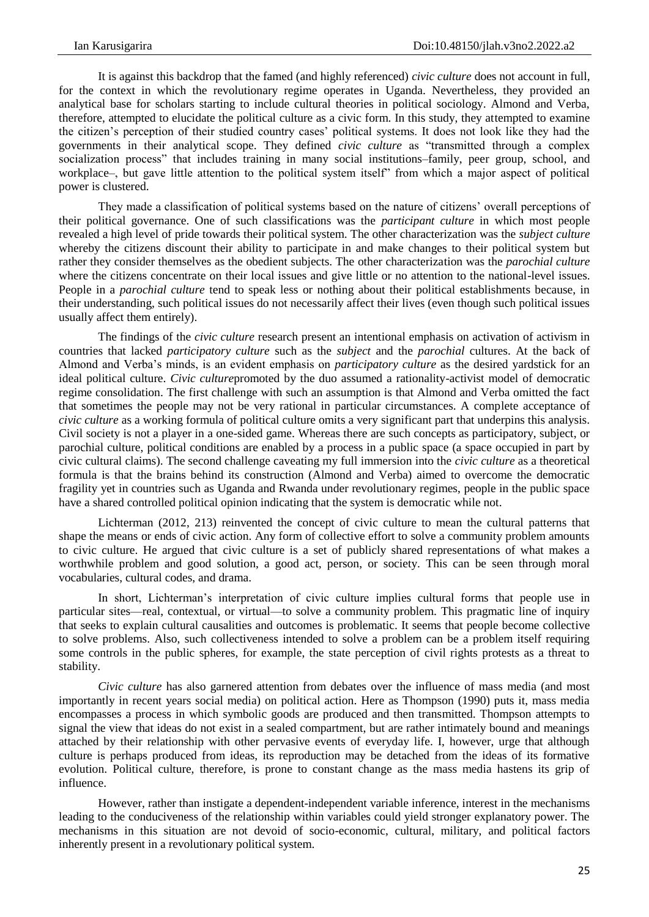It is against this backdrop that the famed (and highly referenced) *civic culture* does not account in full, for the context in which the revolutionary regime operates in Uganda. Nevertheless, they provided an analytical base for scholars starting to include cultural theories in political sociology. Almond and Verba, therefore, attempted to elucidate the political culture as a civic form. In this study, they attempted to examine the citizen's perception of their studied country cases' political systems. It does not look like they had the governments in their analytical scope. They defined *civic culture* as "transmitted through a complex socialization process" that includes training in many social institutions–family, peer group, school, and workplace–, but gave little attention to the political system itself" from which a major aspect of political power is clustered.

They made a classification of political systems based on the nature of citizens' overall perceptions of their political governance. One of such classifications was the *participant culture* in which most people revealed a high level of pride towards their political system. The other characterization was the *subject culture* whereby the citizens discount their ability to participate in and make changes to their political system but rather they consider themselves as the obedient subjects. The other characterization was the *parochial culture* where the citizens concentrate on their local issues and give little or no attention to the national-level issues. People in a *parochial culture* tend to speak less or nothing about their political establishments because, in their understanding, such political issues do not necessarily affect their lives (even though such political issues usually affect them entirely).

The findings of the *civic culture* research present an intentional emphasis on activation of activism in countries that lacked *participatory culture* such as the *subject* and the *parochial* cultures. At the back of Almond and Verba's minds, is an evident emphasis on *participatory culture* as the desired yardstick for an ideal political culture. *Civic culture*promoted by the duo assumed a rationality-activist model of democratic regime consolidation. The first challenge with such an assumption is that Almond and Verba omitted the fact that sometimes the people may not be very rational in particular circumstances. A complete acceptance of *civic culture* as a working formula of political culture omits a very significant part that underpins this analysis. Civil society is not a player in a one-sided game. Whereas there are such concepts as participatory, subject, or parochial culture, political conditions are enabled by a process in a public space (a space occupied in part by civic cultural claims). The second challenge caveating my full immersion into the *civic culture* as a theoretical formula is that the brains behind its construction (Almond and Verba) aimed to overcome the democratic fragility yet in countries such as Uganda and Rwanda under revolutionary regimes, people in the public space have a shared controlled political opinion indicating that the system is democratic while not.

Lichterman (2012, 213) reinvented the concept of civic culture to mean the cultural patterns that shape the means or ends of civic action. Any form of collective effort to solve a community problem amounts to civic culture. He argued that civic culture is a set of publicly shared representations of what makes a worthwhile problem and good solution, a good act, person, or society. This can be seen through moral vocabularies, cultural codes, and drama.

In short, Lichterman's interpretation of civic culture implies cultural forms that people use in particular sites—real, contextual, or virtual—to solve a community problem. This pragmatic line of inquiry that seeks to explain cultural causalities and outcomes is problematic. It seems that people become collective to solve problems. Also, such collectiveness intended to solve a problem can be a problem itself requiring some controls in the public spheres, for example, the state perception of civil rights protests as a threat to stability.

*Civic culture* has also garnered attention from debates over the influence of mass media (and most importantly in recent years social media) on political action. Here as Thompson (1990) puts it, mass media encompasses a process in which symbolic goods are produced and then transmitted. Thompson attempts to signal the view that ideas do not exist in a sealed compartment, but are rather intimately bound and meanings attached by their relationship with other pervasive events of everyday life. I, however, urge that although culture is perhaps produced from ideas, its reproduction may be detached from the ideas of its formative evolution. Political culture, therefore, is prone to constant change as the mass media hastens its grip of influence.

However, rather than instigate a dependent-independent variable inference, interest in the mechanisms leading to the conduciveness of the relationship within variables could yield stronger explanatory power. The mechanisms in this situation are not devoid of socio-economic, cultural, military, and political factors inherently present in a revolutionary political system.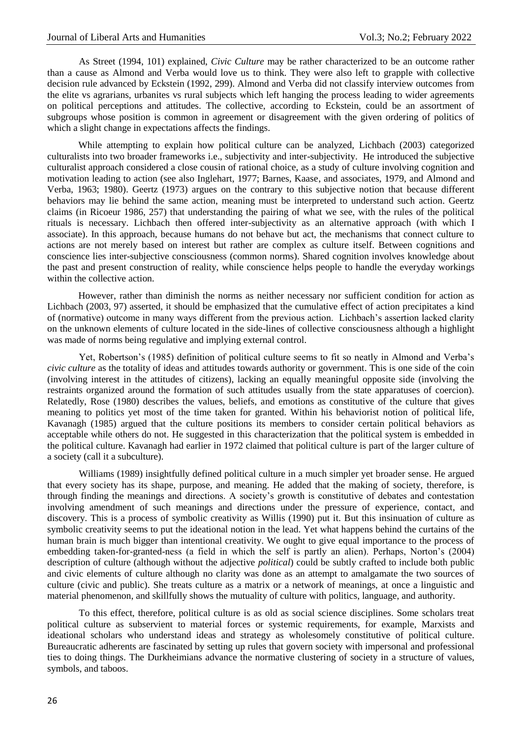As Street (1994, 101) explained, *Civic Culture* may be rather characterized to be an outcome rather than a cause as Almond and Verba would love us to think. They were also left to grapple with collective decision rule advanced by Eckstein (1992, 299). Almond and Verba did not classify interview outcomes from the elite vs agrarians, urbanites vs rural subjects which left hanging the process leading to wider agreements on political perceptions and attitudes. The collective, according to Eckstein, could be an assortment of subgroups whose position is common in agreement or disagreement with the given ordering of politics of which a slight change in expectations affects the findings.

While attempting to explain how political culture can be analyzed, Lichbach (2003) categorized culturalists into two broader frameworks i.e., subjectivity and inter-subjectivity. He introduced the subjective culturalist approach considered a close cousin of rational choice, as a study of culture involving cognition and motivation leading to action (see also Inglehart, 1977; Barnes, Kaase, and associates, 1979, and Almond and Verba, 1963; 1980). Geertz (1973) argues on the contrary to this subjective notion that because different behaviors may lie behind the same action, meaning must be interpreted to understand such action. Geertz claims (in Ricoeur 1986, 257) that understanding the pairing of what we see, with the rules of the political rituals is necessary. Lichbach then offered inter-subjectivity as an alternative approach (with which I associate). In this approach, because humans do not behave but act, the mechanisms that connect culture to actions are not merely based on interest but rather are complex as culture itself. Between cognitions and conscience lies inter-subjective consciousness (common norms). Shared cognition involves knowledge about the past and present construction of reality, while conscience helps people to handle the everyday workings within the collective action.

However, rather than diminish the norms as neither necessary nor sufficient condition for action as Lichbach (2003, 97) asserted, it should be emphasized that the cumulative effect of action precipitates a kind of (normative) outcome in many ways different from the previous action. Lichbach's assertion lacked clarity on the unknown elements of culture located in the side-lines of collective consciousness although a highlight was made of norms being regulative and implying external control.

Yet, Robertson's (1985) definition of political culture seems to fit so neatly in Almond and Verba's *civic culture* as the totality of ideas and attitudes towards authority or government. This is one side of the coin (involving interest in the attitudes of citizens), lacking an equally meaningful opposite side (involving the restraints organized around the formation of such attitudes usually from the state apparatuses of coercion). Relatedly, Rose (1980) describes the values, beliefs, and emotions as constitutive of the culture that gives meaning to politics yet most of the time taken for granted. Within his behaviorist notion of political life, Kavanagh (1985) argued that the culture positions its members to consider certain political behaviors as acceptable while others do not. He suggested in this characterization that the political system is embedded in the political culture. Kavanagh had earlier in 1972 claimed that political culture is part of the larger culture of a society (call it a subculture).

Williams (1989) insightfully defined political culture in a much simpler yet broader sense. He argued that every society has its shape, purpose, and meaning. He added that the making of society, therefore, is through finding the meanings and directions. A society's growth is constitutive of debates and contestation involving amendment of such meanings and directions under the pressure of experience, contact, and discovery. This is a process of symbolic creativity as Willis (1990) put it. But this insinuation of culture as symbolic creativity seems to put the ideational notion in the lead. Yet what happens behind the curtains of the human brain is much bigger than intentional creativity. We ought to give equal importance to the process of embedding taken-for-granted-ness (a field in which the self is partly an alien). Perhaps, Norton's (2004) description of culture (although without the adjective *political*) could be subtly crafted to include both public and civic elements of culture although no clarity was done as an attempt to amalgamate the two sources of culture (civic and public). She treats culture as a matrix or a network of meanings, at once a linguistic and material phenomenon, and skillfully shows the mutuality of culture with politics, language, and authority.

To this effect, therefore, political culture is as old as social science disciplines. Some scholars treat political culture as subservient to material forces or systemic requirements, for example, Marxists and ideational scholars who understand ideas and strategy as wholesomely constitutive of political culture. Bureaucratic adherents are fascinated by setting up rules that govern society with impersonal and professional ties to doing things. The Durkheimians advance the normative clustering of society in a structure of values, symbols, and taboos.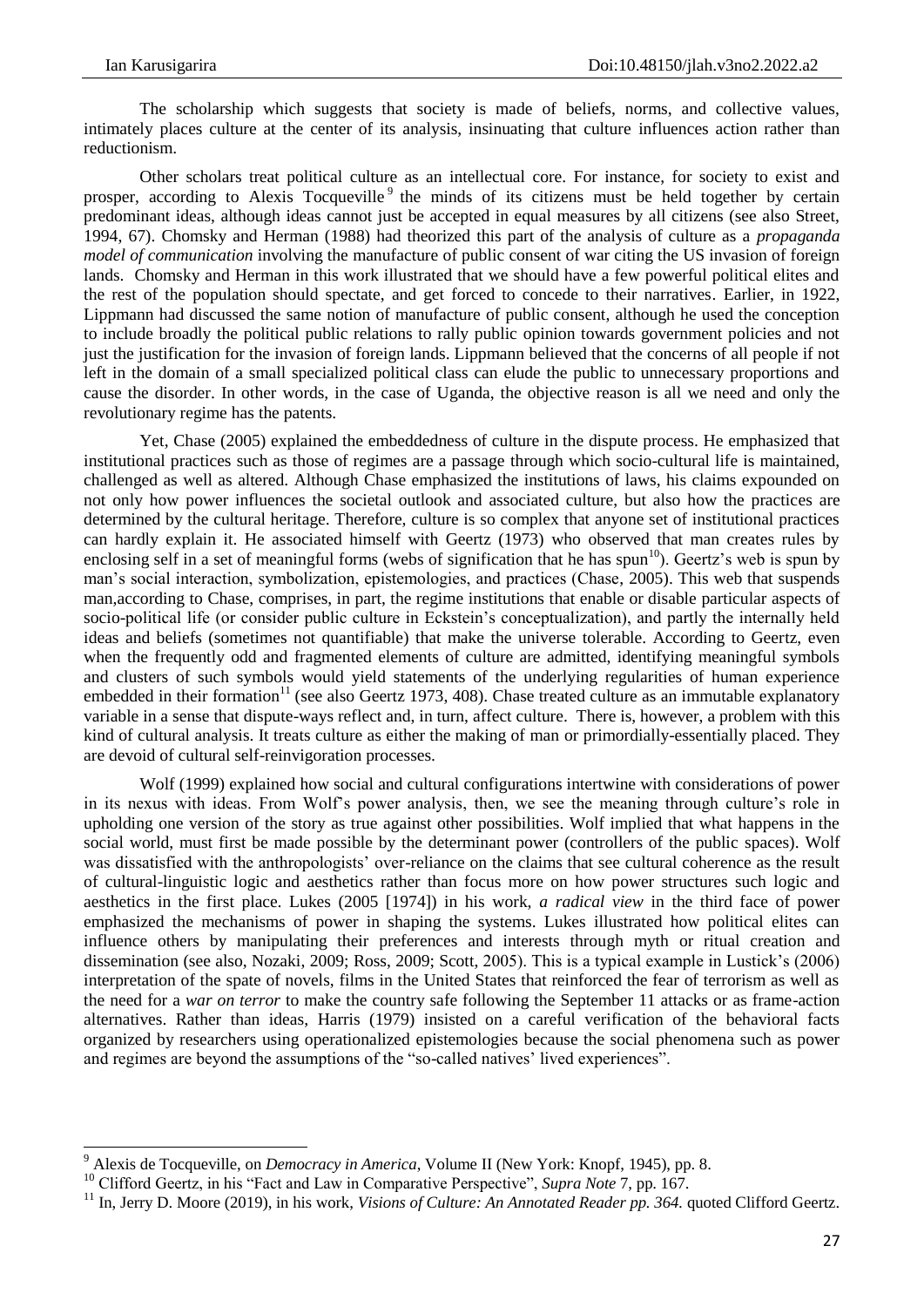The scholarship which suggests that society is made of beliefs, norms, and collective values, intimately places culture at the center of its analysis, insinuating that culture influences action rather than reductionism.

Other scholars treat political culture as an intellectual core. For instance, for society to exist and prosper, according to Alexis Tocqueville[9] the minds of its citizens must be held together by certain predominant ideas, although ideas cannot just be accepted in equal measures by all citizens (see also Street, 1994, 67). Chomsky and Herman (1988) had theorized this part of the analysis of culture as a *propaganda model of communication* involving the manufacture of public consent of war citing the US invasion of foreign lands. Chomsky and Herman in this work illustrated that we should have a few powerful political elites and the rest of the population should spectate, and get forced to concede to their narratives. Earlier, in 1922, Lippmann had discussed the same notion of manufacture of public consent, although he used the conception to include broadly the political public relations to rally public opinion towards government policies and not just the justification for the invasion of foreign lands. Lippmann believed that the concerns of all people if not left in the domain of a small specialized political class can elude the public to unnecessary proportions and cause the disorder. In other words, in the case of Uganda, the objective reason is all we need and only the revolutionary regime has the patents.

Yet, Chase (2005) explained the embeddedness of culture in the dispute process. He emphasized that institutional practices such as those of regimes are a passage through which socio-cultural life is maintained, challenged as well as altered. Although Chase emphasized the institutions of laws, his claims expounded on not only how power influences the societal outlook and associated culture, but also how the practices are determined by the cultural heritage. Therefore, culture is so complex that anyone set of institutional practices can hardly explain it. He associated himself with Geertz (1973) who observed that man creates rules by enclosing self in a set of meaningful forms (webs of signification that he has spun[10]). Geertz's web is spun by man's social interaction, symbolization, epistemologies, and practices (Chase, 2005). This web that suspends man,according to Chase, comprises, in part, the regime institutions that enable or disable particular aspects of socio-political life (or consider public culture in Eckstein's conceptualization), and partly the internally held ideas and beliefs (sometimes not quantifiable) that make the universe tolerable. According to Geertz, even when the frequently odd and fragmented elements of culture are admitted, identifying meaningful symbols and clusters of such symbols would yield statements of the underlying regularities of human experience embedded in their formation[11] (see also Geertz 1973, 408). Chase treated culture as an immutable explanatory variable in a sense that dispute-ways reflect and, in turn, affect culture. There is, however, a problem with this kind of cultural analysis. It treats culture as either the making of man or primordially-essentially placed. They are devoid of cultural self-reinvigoration processes.

Wolf (1999) explained how social and cultural configurations intertwine with considerations of power in its nexus with ideas. From Wolf's power analysis, then, we see the meaning through culture's role in upholding one version of the story as true against other possibilities. Wolf implied that what happens in the social world, must first be made possible by the determinant power (controllers of the public spaces). Wolf was dissatisfied with the anthropologists' over-reliance on the claims that see cultural coherence as the result of cultural-linguistic logic and aesthetics rather than focus more on how power structures such logic and aesthetics in the first place. Lukes (2005 [1974]) in his work, *a radical view* in the third face of power emphasized the mechanisms of power in shaping the systems. Lukes illustrated how political elites can influence others by manipulating their preferences and interests through myth or ritual creation and dissemination (see also, Nozaki, 2009; Ross, 2009; Scott, 2005). This is a typical example in Lustick's (2006) interpretation of the spate of novels, films in the United States that reinforced the fear of terrorism as well as the need for a *war on terror* to make the country safe following the September 11 attacks or as frame-action alternatives. Rather than ideas, Harris (1979) insisted on a careful verification of the behavioral facts organized by researchers using operationalized epistemologies because the social phenomena such as power and regimes are beyond the assumptions of the "so-called natives' lived experiences".

---

[9] Alexis de Tocqueville, on *Democracy in America*, Volume II (New York: Knopf, 1945), pp. 8.

[10] Clifford Geertz, in his "Fact and Law in Comparative Perspective", *Supra Note* 7, pp. 167.

[11] In, Jerry D. Moore (2019), in his work, *Visions of Culture: An Annotated Reader pp. 364.* quoted Clifford Geertz.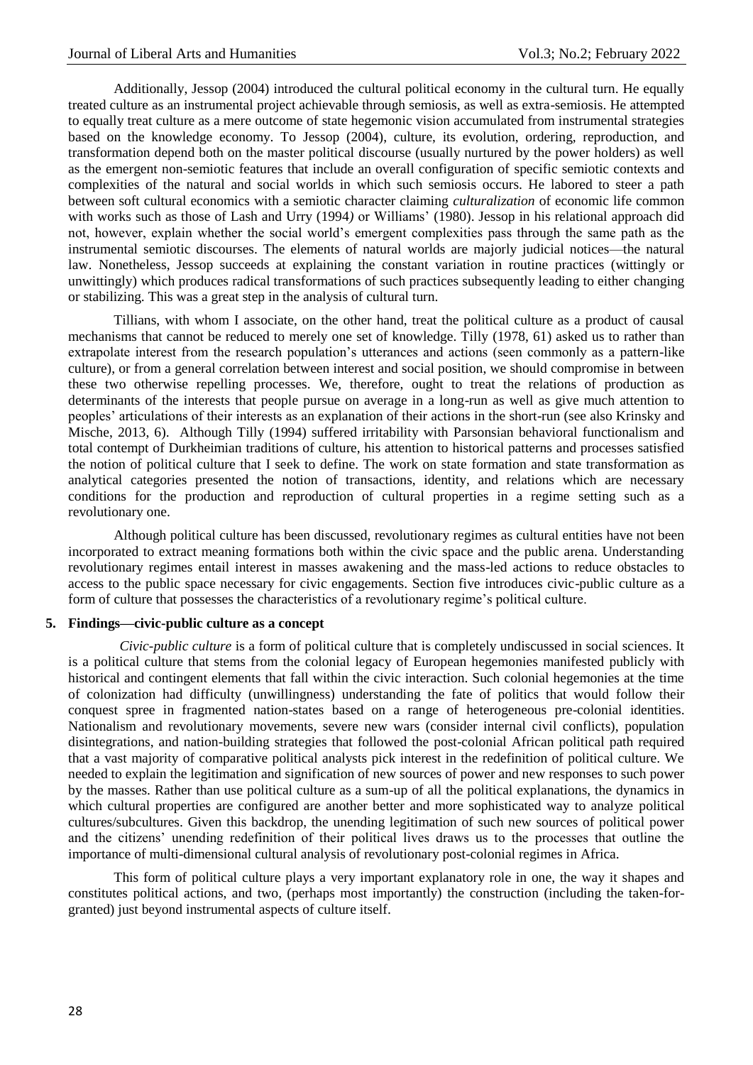Additionally, Jessop (2004) introduced the cultural political economy in the cultural turn. He equally treated culture as an instrumental project achievable through semiosis, as well as extra-semiosis. He attempted to equally treat culture as a mere outcome of state hegemonic vision accumulated from instrumental strategies based on the knowledge economy. To Jessop (2004), culture, its evolution, ordering, reproduction, and transformation depend both on the master political discourse (usually nurtured by the power holders) as well as the emergent non-semiotic features that include an overall configuration of specific semiotic contexts and complexities of the natural and social worlds in which such semiosis occurs. He labored to steer a path between soft cultural economics with a semiotic character claiming *culturalization* of economic life common with works such as those of Lash and Urry (1994*)* or Williams' (1980). Jessop in his relational approach did not, however, explain whether the social world's emergent complexities pass through the same path as the instrumental semiotic discourses. The elements of natural worlds are majorly judicial notices—the natural law. Nonetheless, Jessop succeeds at explaining the constant variation in routine practices (wittingly or unwittingly) which produces radical transformations of such practices subsequently leading to either changing or stabilizing. This was a great step in the analysis of cultural turn.

Tillians, with whom I associate, on the other hand, treat the political culture as a product of causal mechanisms that cannot be reduced to merely one set of knowledge. Tilly (1978, 61) asked us to rather than extrapolate interest from the research population's utterances and actions (seen commonly as a pattern-like culture), or from a general correlation between interest and social position, we should compromise in between these two otherwise repelling processes. We, therefore, ought to treat the relations of production as determinants of the interests that people pursue on average in a long-run as well as give much attention to peoples' articulations of their interests as an explanation of their actions in the short-run (see also Krinsky and Mische, 2013, 6). Although Tilly (1994) suffered irritability with Parsonsian behavioral functionalism and total contempt of Durkheimian traditions of culture, his attention to historical patterns and processes satisfied the notion of political culture that I seek to define. The work on state formation and state transformation as analytical categories presented the notion of transactions, identity, and relations which are necessary conditions for the production and reproduction of cultural properties in a regime setting such as a revolutionary one.

Although political culture has been discussed, revolutionary regimes as cultural entities have not been incorporated to extract meaning formations both within the civic space and the public arena. Understanding revolutionary regimes entail interest in masses awakening and the mass-led actions to reduce obstacles to access to the public space necessary for civic engagements. Section five introduces civic-public culture as a form of culture that possesses the characteristics of a revolutionary regime's political culture.

## 5. Findings—civic-public culture as a concept

*Civic-public culture* is a form of political culture that is completely undiscussed in social sciences. It is a political culture that stems from the colonial legacy of European hegemonies manifested publicly with historical and contingent elements that fall within the civic interaction. Such colonial hegemonies at the time of colonization had difficulty (unwillingness) understanding the fate of politics that would follow their conquest spree in fragmented nation-states based on a range of heterogeneous pre-colonial identities. Nationalism and revolutionary movements, severe new wars (consider internal civil conflicts), population disintegrations, and nation-building strategies that followed the post-colonial African political path required that a vast majority of comparative political analysts pick interest in the redefinition of political culture. We needed to explain the legitimation and signification of new sources of power and new responses to such power by the masses. Rather than use political culture as a sum-up of all the political explanations, the dynamics in which cultural properties are configured are another better and more sophisticated way to analyze political cultures/subcultures. Given this backdrop, the unending legitimation of such new sources of political power and the citizens' unending redefinition of their political lives draws us to the processes that outline the importance of multi-dimensional cultural analysis of revolutionary post-colonial regimes in Africa.

This form of political culture plays a very important explanatory role in one, the way it shapes and constitutes political actions, and two, (perhaps most importantly) the construction (including the taken-for-granted) just beyond instrumental aspects of culture itself.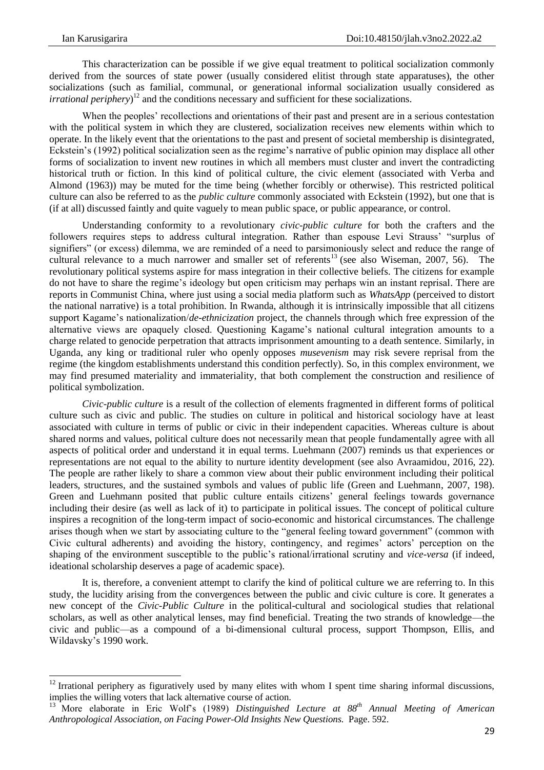This characterization can be possible if we give equal treatment to political socialization commonly derived from the sources of state power (usually considered elitist through state apparatuses), the other socializations (such as familial, communal, or generational informal socialization usually considered as *irrational periphery*)[12] and the conditions necessary and sufficient for these socializations.

When the peoples' recollections and orientations of their past and present are in a serious contestation with the political system in which they are clustered, socialization receives new elements within which to operate. In the likely event that the orientations to the past and present of societal membership is disintegrated, Eckstein's (1992) political socialization seen as the regime's narrative of public opinion may displace all other forms of socialization to invent new routines in which all members must cluster and invert the contradicting historical truth or fiction. In this kind of political culture, the civic element (associated with Verba and Almond (1963)) may be muted for the time being (whether forcibly or otherwise). This restricted political culture can also be referred to as the *public culture* commonly associated with Eckstein (1992), but one that is (if at all) discussed faintly and quite vaguely to mean public space, or public appearance, or control.

Understanding conformity to a revolutionary *civic-public culture* for both the crafters and the followers requires steps to address cultural integration. Rather than espouse Levi Strauss' "surplus of signifiers" (or excess) dilemma, we are reminded of a need to parsimoniously select and reduce the range of cultural relevance to a much narrower and smaller set of referents[13] (see also Wiseman, 2007, 56). The revolutionary political systems aspire for mass integration in their collective beliefs. The citizens for example do not have to share the regime's ideology but open criticism may perhaps win an instant reprisal. There are reports in Communist China, where just using a social media platform such as *WhatsApp* (perceived to distort the national narrative) is a total prohibition. In Rwanda, although it is intrinsically impossible that all citizens support Kagame's nationalization/*de-ethnicization* project, the channels through which free expression of the alternative views are opaquely closed. Questioning Kagame's national cultural integration amounts to a charge related to genocide perpetration that attracts imprisonment amounting to a death sentence. Similarly, in Uganda, any king or traditional ruler who openly opposes *musevenism* may risk severe reprisal from the regime (the kingdom establishments understand this condition perfectly). So, in this complex environment, we may find presumed materiality and immateriality, that both complement the construction and resilience of political symbolization.

*Civic-public culture* is a result of the collection of elements fragmented in different forms of political culture such as civic and public. The studies on culture in political and historical sociology have at least associated with culture in terms of public or civic in their independent capacities. Whereas culture is about shared norms and values, political culture does not necessarily mean that people fundamentally agree with all aspects of political order and understand it in equal terms. Luehmann (2007) reminds us that experiences or representations are not equal to the ability to nurture identity development (see also Avraamidou, 2016, 22). The people are rather likely to share a common view about their public environment including their political leaders, structures, and the sustained symbols and values of public life (Green and Luehmann, 2007, 198). Green and Luehmann posited that public culture entails citizens' general feelings towards governance including their desire (as well as lack of it) to participate in political issues. The concept of political culture inspires a recognition of the long-term impact of socio-economic and historical circumstances. The challenge arises though when we start by associating culture to the "general feeling toward government" (common with Civic cultural adherents) and avoiding the history, contingency, and regimes' actors' perception on the shaping of the environment susceptible to the public's rational/irrational scrutiny and *vice-versa* (if indeed, ideational scholarship deserves a page of academic space).

It is, therefore, a convenient attempt to clarify the kind of political culture we are referring to. In this study, the lucidity arising from the convergences between the public and civic culture is core. It generates a new concept of the *Civic-Public Culture* in the political-cultural and sociological studies that relational scholars, as well as other analytical lenses, may find beneficial. Treating the two strands of knowledge—the civic and public—as a compound of a bi-dimensional cultural process, support Thompson, Ellis, and Wildavsky's 1990 work.

---

[12] Irrational periphery as figuratively used by many elites with whom I spent time sharing informal discussions, implies the willing voters that lack alternative course of action.

[13] More elaborate in Eric Wolf's (1989) *Distinguished Lecture at 88th Annual Meeting of American Anthropological Association, on Facing Power-Old Insights New Questions.* Page. 592.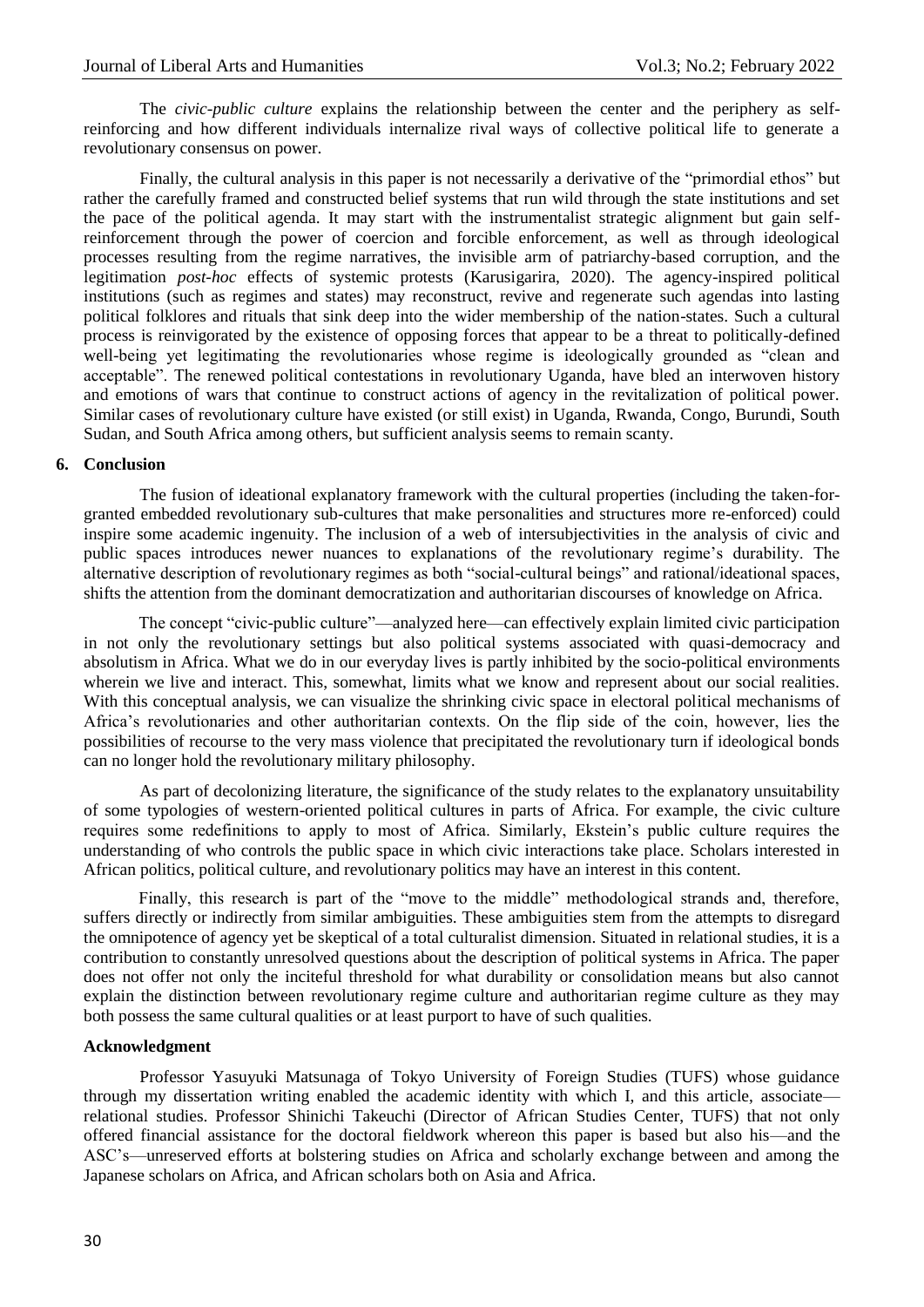The *civic-public culture* explains the relationship between the center and the periphery as self-reinforcing and how different individuals internalize rival ways of collective political life to generate a revolutionary consensus on power.

Finally, the cultural analysis in this paper is not necessarily a derivative of the "primordial ethos" but rather the carefully framed and constructed belief systems that run wild through the state institutions and set the pace of the political agenda. It may start with the instrumentalist strategic alignment but gain self-reinforcement through the power of coercion and forcible enforcement, as well as through ideological processes resulting from the regime narratives, the invisible arm of patriarchy-based corruption, and the legitimation *post-hoc* effects of systemic protests (Karusigarira, 2020). The agency-inspired political institutions (such as regimes and states) may reconstruct, revive and regenerate such agendas into lasting political folklores and rituals that sink deep into the wider membership of the nation-states. Such a cultural process is reinvigorated by the existence of opposing forces that appear to be a threat to politically-defined well-being yet legitimating the revolutionaries whose regime is ideologically grounded as "clean and acceptable". The renewed political contestations in revolutionary Uganda, have bled an interwoven history and emotions of wars that continue to construct actions of agency in the revitalization of political power. Similar cases of revolutionary culture have existed (or still exist) in Uganda, Rwanda, Congo, Burundi, South Sudan, and South Africa among others, but sufficient analysis seems to remain scanty.

## 6. Conclusion

The fusion of ideational explanatory framework with the cultural properties (including the taken-for-granted embedded revolutionary sub-cultures that make personalities and structures more re-enforced) could inspire some academic ingenuity. The inclusion of a web of intersubjectivities in the analysis of civic and public spaces introduces newer nuances to explanations of the revolutionary regime's durability. The alternative description of revolutionary regimes as both "social-cultural beings" and rational/ideational spaces, shifts the attention from the dominant democratization and authoritarian discourses of knowledge on Africa.

The concept "civic-public culture"—analyzed here—can effectively explain limited civic participation in not only the revolutionary settings but also political systems associated with quasi-democracy and absolutism in Africa. What we do in our everyday lives is partly inhibited by the socio-political environments wherein we live and interact. This, somewhat, limits what we know and represent about our social realities. With this conceptual analysis, we can visualize the shrinking civic space in electoral political mechanisms of Africa's revolutionaries and other authoritarian contexts. On the flip side of the coin, however, lies the possibilities of recourse to the very mass violence that precipitated the revolutionary turn if ideological bonds can no longer hold the revolutionary military philosophy.

As part of decolonizing literature, the significance of the study relates to the explanatory unsuitability of some typologies of western-oriented political cultures in parts of Africa. For example, the civic culture requires some redefinitions to apply to most of Africa. Similarly, Ekstein's public culture requires the understanding of who controls the public space in which civic interactions take place. Scholars interested in African politics, political culture, and revolutionary politics may have an interest in this content.

Finally, this research is part of the "move to the middle" methodological strands and, therefore, suffers directly or indirectly from similar ambiguities. These ambiguities stem from the attempts to disregard the omnipotence of agency yet be skeptical of a total culturalist dimension. Situated in relational studies, it is a contribution to constantly unresolved questions about the description of political systems in Africa. The paper does not offer not only the inciteful threshold for what durability or consolidation means but also cannot explain the distinction between revolutionary regime culture and authoritarian regime culture as they may both possess the same cultural qualities or at least purport to have of such qualities.

### Acknowledgment

Professor Yasuyuki Matsunaga of Tokyo University of Foreign Studies (TUFS) whose guidance through my dissertation writing enabled the academic identity with which I, and this article, associate—relational studies. Professor Shinichi Takeuchi (Director of African Studies Center, TUFS) that not only offered financial assistance for the doctoral fieldwork whereon this paper is based but also his—and the ASC's—unreserved efforts at bolstering studies on Africa and scholarly exchange between and among the Japanese scholars on Africa, and African scholars both on Asia and Africa.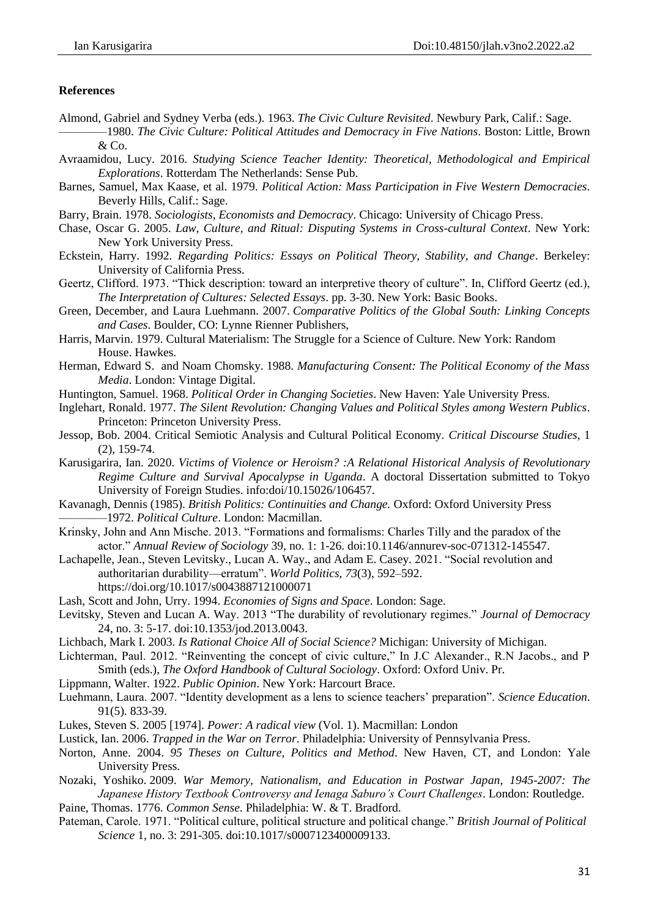**References**

Almond, Gabriel and Sydney Verba (eds.). 1963. *The Civic Culture Revisited*. Newbury Park, Calif.: Sage.

————1980. *The Civic Culture: Political Attitudes and Democracy in Five Nations*. Boston: Little, Brown & Co.

Avraamidou, Lucy. 2016. *Studying Science Teacher Identity: Theoretical, Methodological and Empirical Explorations*. Rotterdam The Netherlands: Sense Pub.

Barnes, Samuel, Max Kaase, et al. 1979. *Political Action: Mass Participation in Five Western Democracies*. Beverly Hills, Calif.: Sage.

Barry, Brain. 1978. *Sociologists, Economists and Democracy*. Chicago: University of Chicago Press.

Chase, Oscar G. 2005. *Law, Culture, and Ritual: Disputing Systems in Cross-cultural Context*. New York: New York University Press.

Eckstein, Harry. 1992. *Regarding Politics: Essays on Political Theory, Stability, and Change*. Berkeley: University of California Press.

Geertz, Clifford. 1973. "Thick description: toward an interpretive theory of culture". In, Clifford Geertz (ed.), *The Interpretation of Cultures: Selected Essays*. pp. 3-30. New York: Basic Books.

Green, December, and Laura Luehmann. 2007. *Comparative Politics of the Global South: Linking Concepts and Cases*. Boulder, CO: Lynne Rienner Publishers,

Harris, Marvin. 1979. Cultural Materialism: The Struggle for a Science of Culture. New York: Random House. Hawkes.

Herman, Edward S. and Noam Chomsky. 1988. *Manufacturing Consent: The Political Economy of the Mass Media*. London: Vintage Digital.

Huntington, Samuel. 1968. *Political Order in Changing Societies*. New Haven: Yale University Press.

Inglehart, Ronald. 1977. *The Silent Revolution: Changing Values and Political Styles among Western Publics*. Princeton: Princeton University Press.

Jessop, Bob. 2004. Critical Semiotic Analysis and Cultural Political Economy. *Critical Discourse Studies*, 1 (2), 159-74.

Karusigarira, Ian. 2020. *Victims of Violence or Heroism? :A Relational Historical Analysis of Revolutionary Regime Culture and Survival Apocalypse in Uganda*. A doctoral Dissertation submitted to Tokyo University of Foreign Studies. info:doi/10.15026/106457.

Kavanagh, Dennis (1985). *British Politics: Continuities and Change.* Oxford: Oxford University Press

————1972. *Political Culture*. London: Macmillan.

Krinsky, John and Ann Mische. 2013. "Formations and formalisms: Charles Tilly and the paradox of the actor." *Annual Review of Sociology* 39, no. 1: 1-26. doi:10.1146/annurev-soc-071312-145547.

Lachapelle, Jean., Steven Levitsky., Lucan A. Way., and Adam E. Casey. 2021. "Social revolution and authoritarian durability—erratum". *World Politics*, *73*(3), 592–592. https://doi.org/10.1017/s0043887121000071

Lash, Scott and John, Urry. 1994. *Economies of Signs and Space*. London: Sage.

Levitsky, Steven and Lucan A. Way. 2013 "The durability of revolutionary regimes." *Journal of Democracy* 24, no. 3: 5-17. doi:10.1353/jod.2013.0043.

Lichbach, Mark I. 2003. *Is Rational Choice All of Social Science?* Michigan: University of Michigan.

Lichterman, Paul. 2012. "Reinventing the concept of civic culture," In J.C Alexander., R.N Jacobs., and P Smith (eds.), *The Oxford Handbook of Cultural Sociology*. Oxford: Oxford Univ. Pr.

Lippmann, Walter. 1922. *Public Opinion*. New York: Harcourt Brace.

Luehmann, Laura. 2007. "Identity development as a lens to science teachers' preparation". *Science Education*. 91(5). 833-39.

Lukes, Steven S. 2005 [1974]. *Power: A radical view* (Vol. 1). Macmillan: London

Lustick, Ian. 2006. *Trapped in the War on Terror*. Philadelphia: University of Pennsylvania Press.

Norton, Anne. 2004. *95 Theses on Culture, Politics and Method*. New Haven, CT, and London: Yale University Press.

Nozaki, Yoshiko. 2009. *War Memory, Nationalism, and Education in Postwar Japan, 1945-2007: The Japanese History Textbook Controversy and Ienaga Saburo's Court Challenges*. London: Routledge.

Paine, Thomas. 1776. *Common Sense.* Philadelphia: W. & T. Bradford.

Pateman, Carole. 1971. "Political culture, political structure and political change." *British Journal of Political Science* 1, no. 3: 291-305. doi:10.1017/s0007123400009133.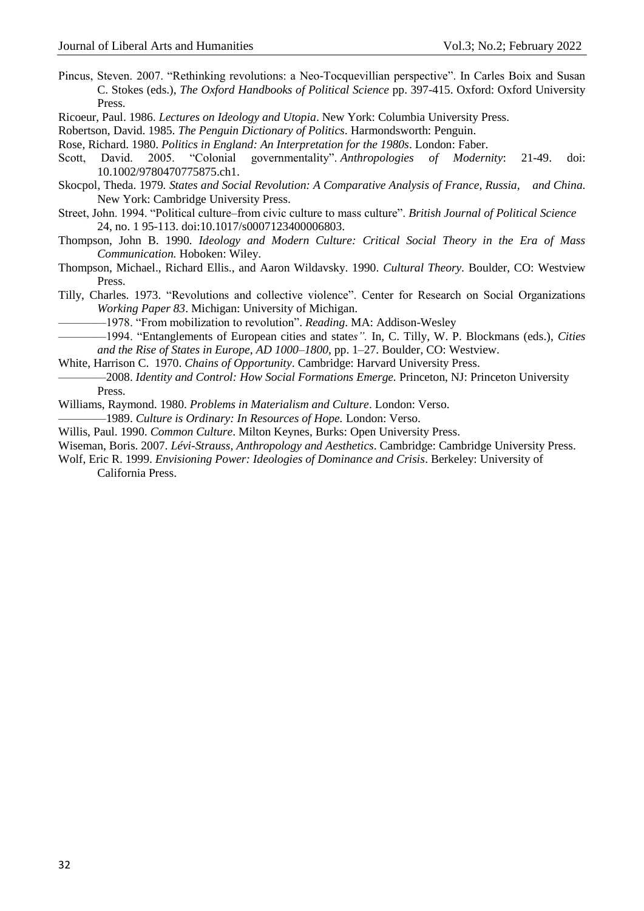Pincus, Steven. 2007. "Rethinking revolutions: a Neo-Tocquevillian perspective". In Carles Boix and Susan C. Stokes (eds.), *The Oxford Handbooks of Political Science* pp. 397-415. Oxford: Oxford University Press.

Ricoeur, Paul. 1986. *Lectures on Ideology and Utopia*. New York: Columbia University Press.

Robertson, David. 1985. *The Penguin Dictionary of Politics*. Harmondsworth: Penguin.

Rose, Richard. 1980. *Politics in England: An Interpretation for the 1980s*. London: Faber.

Scott, David. 2005. "Colonial governmentality". *Anthropologies of Modernity*: 21-49. doi: 10.1002/9780470775875.ch1.

Skocpol, Theda. 1979. *States and Social Revolution: A Comparative Analysis of France, Russia, and China.* New York: Cambridge University Press.

Street, John. 1994. "Political culture–from civic culture to mass culture". *British Journal of Political Science* 24, no. 1 95-113. doi:10.1017/s0007123400006803.

Thompson, John B. 1990. *Ideology and Modern Culture: Critical Social Theory in the Era of Mass Communication.* Hoboken: Wiley.

Thompson, Michael., Richard Ellis., and Aaron Wildavsky. 1990. *Cultural Theory*. Boulder, CO: Westview Press.

Tilly, Charles. 1973. "Revolutions and collective violence". Center for Research on Social Organizations *Working Paper 83*. Michigan: University of Michigan.

————1978. "From mobilization to revolution". *Reading*. MA: Addison-Wesley

————1994. "Entanglements of European cities and states". In, C. Tilly, W. P. Blockmans (eds.), *Cities and the Rise of States in Europe, AD 1000–1800*, pp. 1–27. Boulder, CO: Westview.

White, Harrison C. 1970. *Chains of Opportunity*. Cambridge: Harvard University Press.

————2008. *Identity and Control: How Social Formations Emerge.* Princeton, NJ: Princeton University Press.

Williams, Raymond. 1980. *Problems in Materialism and Culture*. London: Verso.

————1989. *Culture is Ordinary: In Resources of Hope.* London: Verso.

Willis, Paul. 1990. *Common Culture*. Milton Keynes, Burks: Open University Press.

Wiseman, Boris. 2007. *Lévi-Strauss, Anthropology and Aesthetics*. Cambridge: Cambridge University Press.

Wolf, Eric R. 1999. *Envisioning Power: Ideologies of Dominance and Crisis*. Berkeley: University of California Press.